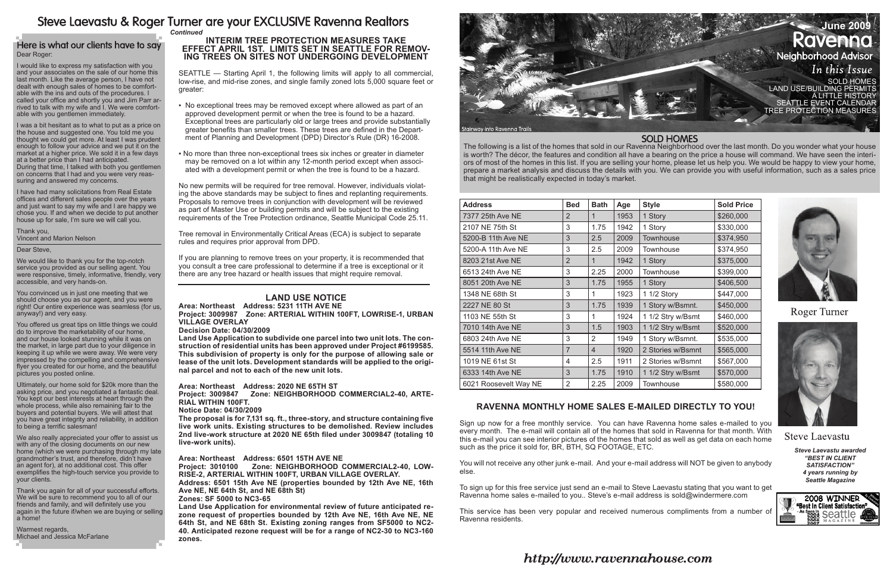# Steve Laevastu & Roger Turner are your EXCLUSIVE Ravenna Realtors

## Here is what our clients have to say

Dear Roger:

I would like to express my satisfaction with you and your associates on the sale of our home this last month. Like the average person, I have not dealt with enough sales of homes to be comfortable with the ins and outs of the procedures. I called your office and shortly you and Jim Parr arrived to talk with my wife and I. We were comfortable with you gentlemen immediately.

I was a bit hesitant as to what to put as a price on the house and suggested one. You told me you thought we could get more. At least I was prudent enough to follow your advice and we put it on the market at a higher price. We sold it in a few days at a better price than I had anticipated. During that time, I talked with both you gentlemen on concerns that I had and you were very reassuring and answered my concerns.

I have had many solicitations from Real Estate offices and different sales people over the years and just want to say my wife and I are happy we chose you. If and when we decide to put another house up for sale, I'm sure we will call you.

Thank you,
Vincent and Marion Nelson

Dear Steve,

We would like to thank you for the top-notch service you provided as our selling agent. You were responsive, timely, informative, friendly, very accessible, and very hands-on.

You convinced us in just one meeting that we should choose you as our agent, and you were right! Our entire experience was seamless (for us, anyway!) and very easy.

You offered us great tips on little things we could do to improve the marketability of our home, and our house looked stunning while it was on the market, in large part due to your diligence in keeping it up while we were away. We were very impressed by the compelling and comprehensive flyer you created for our home, and the beautiful pictures you posted online.

Ultimately, our home sold for $20k more than the asking price, and you negotiated a fantastic deal. You kept our best interests at heart through the whole process, while also remaining fair to the buyers and potential buyers. We will attest that you have great integrity and reliability, in addition to being a terrific salesman!

We also really appreciated your offer to assist us with any of the closing documents on our new home (which we were purchasing through my late grandmother's trust, and therefore, didn't have an agent for), at no additional cost. This offer exemplifies the high-touch service you provide to your clients.

Thank you again for all of your successful efforts. We will be sure to recommend you to all of our friends and family, and will definitely use you again in the future if/when we are buying or selling a home!

Warmest regards,
Michael and Jessica McFarlane

*Continued*

### INTERIM TREE PROTECTION MEASURES TAKE EFFECT APRIL 1ST. LIMITS SET IN SEATTLE FOR REMOVING TREES ON SITES NOT UNDERGOING DEVELOPMENT

SEATTLE — Starting April 1, the following limits will apply to all commercial, low-rise, and mid-rise zones, and single family zoned lots 5,000 square feet or greater:

- No exceptional trees may be removed except where allowed as part of an approved development permit or when the tree is found to be a hazard. Exceptional trees are particularly old or large trees and provide substantially greater benefits than smaller trees. These trees are defined in the Department of Planning and Development (DPD) Director's Rule (DR) 16-2008.
- No more than three non-exceptional trees six inches or greater in diameter may be removed on a lot within any 12-month period except when associated with a development permit or when the tree is found to be a hazard.

No new permits will be required for tree removal. However, individuals violating the above standards may be subject to fines and replanting requirements. Proposals to remove trees in conjunction with development will be reviewed as part of Master Use or building permits and will be subject to the existing requirements of the Tree Protection ordinance, Seattle Municipal Code 25.11.

Tree removal in Environmentally Critical Areas (ECA) is subject to separate rules and requires prior approval from DPD.

If you are planning to remove trees on your property, it is recommended that you consult a tree care professional to determine if a tree is exceptional or it there are any tree hazard or health issues that might require removal.

### LAND USE NOTICE

**Area: Northeast Address: 5231 11TH AVE NE**
**Project: 3009987 Zone: ARTERIAL WITHIN 100FT, LOWRISE-1, URBAN VILLAGE OVERLAY**
**Decision Date: 04/30/2009**
**Land Use Application to subdivide one parcel into two unit lots. The construction of residential units has been approved under Project #6199585. This subdivision of property is only for the purpose of allowing sale or lease of the unit lots. Development standards will be applied to the original parcel and not to each of the new unit lots.**

**Area: Northeast Address: 2020 NE 65TH ST**
**Project: 3009847 Zone: NEIGHBORHOOD COMMERCIAL2-40, ARTERIAL WITHIN 100FT.**
**Notice Date: 04/30/2009**
**The proposal is for 7,131 sq. ft., three-story, and structure containing five live work units. Existing structures to be demolished. Review includes 2nd live-work structure at 2020 NE 65th filed under 3009847 (totaling 10 live-work units).**

**Area: Northeast Address: 6501 15TH AVE NE**
**Project: 3010100 Zone: NEIGHBORHOOD COMMERCIAL2-40, LOWRISE-2, ARTERIAL WITHIN 100FT, URBAN VILLAGE OVERLAY.**
**Address: 6501 15th Ave NE (properties bounded by 12th Ave NE, 16th Ave NE, NE 64th St, and NE 68th St)**
**Zones: SF 5000 to NC3-65**
**Land Use Application for environmental review of future anticipated rezone request of properties bounded by 12th Ave NE, 16th Ave NE, NE 64th St, and NE 68th St. Existing zoning ranges from SF5000 to NC2-40. Anticipated rezone request will be for a range of NC2-30 to NC3-160 zones.**

# June 2009 Ravenna Neighborhood Advisor

*In this Issue*

SOLD HOMES
LAND USE/BUILDING PERMITS
A LITTLE HISTORY
SEATTLE EVENT CALENDAR
TREE PROTECTION MEASURES

Stairway into Ravenna Trails

## SOLD HOMES

The following is a list of the homes that sold in our Ravenna Neighborhood over the last month. Do you wonder what your house is worth? The décor, the features and condition all have a bearing on the price a house will command. We have seen the interiors of most of the homes in this list. If you are selling your home, please let us help you. We would be happy to view your home, prepare a market analysis and discuss the details with you. We can provide you with useful information, such as a sales price that might be realistically expected in today's market.

| Address | Bed | Bath | Age | Style | Sold Price |
|---|---|---|---|---|---|
| 7377 25th Ave NE | 2 | 1 | 1953 | 1 Story | $260,000 |
| 2107 NE 75th St | 3 | 1.75 | 1942 | 1 Story | $330,000 |
| 5200-B 11th Ave NE | 3 | 2.5 | 2009 | Townhouse | $374,950 |
| 5200-A 11th Ave NE | 3 | 2.5 | 2009 | Townhouse | $374,950 |
| 8203 21st Ave NE | 2 | 1 | 1942 | 1 Story | $375,000 |
| 6513 24th Ave NE | 3 | 2.25 | 2000 | Townhouse | $399,000 |
| 8051 20th Ave NE | 3 | 1.75 | 1955 | 1 Story | $406,500 |
| 1348 NE 68th St | 3 | 1 | 1923 | 1 1/2 Story | $447,000 |
| 2227 NE 80 St | 3 | 1.75 | 1939 | 1 Story w/Bsmnt. | $450,000 |
| 1103 NE 55th St | 3 | 1 | 1924 | 1 1/2 Stry w/Bsmt | $460,000 |
| 7010 14th Ave NE | 3 | 1.5 | 1903 | 1 1/2 Stry w/Bsmt | $520,000 |
| 6803 24th Ave NE | 3 | 2 | 1949 | 1 Story w/Bsmnt. | $535,000 |
| 5514 11th Ave NE | 7 | 4 | 1920 | 2 Stories w/Bsmnt | $565,000 |
| 1019 NE 61st St | 4 | 2.5 | 1911 | 2 Stories w/Bsmnt | $567,000 |
| 6333 14th Ave NE | 3 | 1.75 | 1910 | 1 1/2 Stry w/Bsmt | $570,000 |
| 6021 Roosevelt Way NE | 2 | 2.25 | 2009 | Townhouse | $580,000 |

Roger Turner

Steve Laevastu

***Steve Laevastu awarded "BEST IN CLIENT SATISFACTION" 4 years running by Seattle Magazine***

2008 WINNER "Best In Client Satisfaction" - As Seen In 2004 2005 2006 2007 Seattle Magazine

### RAVENNA MONTHLY HOME SALES E-MAILED DIRECTLY TO YOU!

Sign up now for a free monthly service. You can have Ravenna home sales e-mailed to you every month. The e-mail will contain all of the homes that sold in Ravenna for that month. With this e-mail you can see interior pictures of the homes that sold as well as get data on each home such as the price it sold for, BR, BTH, SQ FOOTAGE, ETC.

You will not receive any other junk e-mail. And your e-mail address will NOT be given to anybody else.

To sign up for this free service just send an e-mail to Steve Laevastu stating that you want to get Ravenna home sales e-mailed to you.. Steve's e-mail address is sold@windermere.com

This service has been very popular and received numerous compliments from a number of Ravenna residents.

*http://www.ravennahouse.com*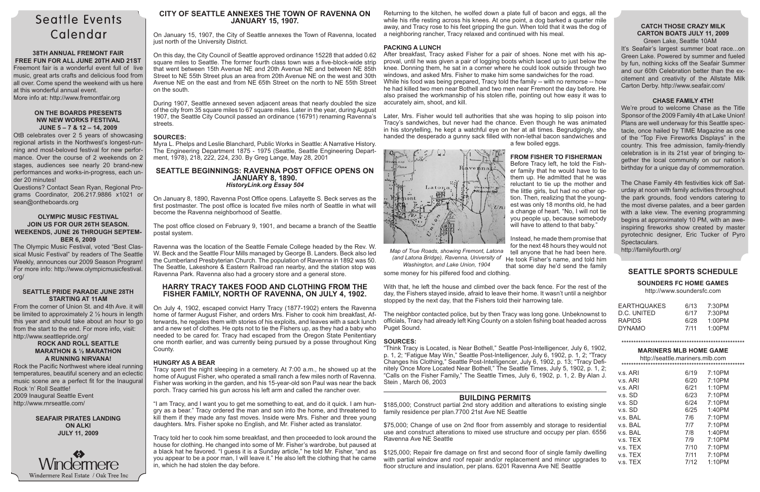# Seattle Events Calendar

**38TH ANNUAL FREMONT FAIR**
**FREE FUN FOR ALL JUNE 20TH AND 21ST**

Freemont fair is a wonderful event full of live music, great arts crafts and delicious food from all over. Come spend the weekend with us here at this wonderful annual event.
More info at: http://www.fremontfair.org

**ON THE BOARDS PRESENTS NW NEW WORKS FESTIVAL JUNE 5 – 7 & 12 – 14, 2009**

OtB celebrates over 2 5 years of showcasing regional artists in the Northwest's longest-running and most-beloved festival for new performance. Over the course of 2 weekends on 2 stages, audiences see nearly 20 brand-new performances and works-in-progress, each under 20 minutes!
Questions? Contact Sean Ryan, Regional Programs Coordinator, 206.217.9886 x1021 or sean@ontheboards.org

**OLYMPIC MUSIC FESTIVAL JOIN US FOR OUR 26TH SEASON. WEEKENDS, JUNE 26 THROUGH SEPTEMBER 6, 2009**

The Olympic Music Festival, voted "Best Classical Music Festival" by readers of The Seattle Weekly, announces our 2009 Season Program! For more info: http://www.olympicmusicfestival.org/

**SEATTLE PRIDE PARADE JUNE 28TH STARTING AT 11AM**

From the corner of Union St. and 4th Ave. it will be limited to approximately 2 ½ hours in length this year and should take about an hour to go from the start to the end. For more info, visit: http://www.seattlepride.org/

**ROCK AND ROLL SEATTLE MARATHON & ½ MARATHON A RUNNING NIRVANA!**

Rock the Pacific Northwest where ideal running temperatures, beautiful scenery and an eclectic music scene are a perfect fit for the Inaugural Rock 'n' Roll Seattle!
2009 Inaugural Seattle Event
http://www.rnrseattle.com/

**SEAFAIR PIRATES LANDING ON ALKI JULY 11, 2009**

Windermere
Windermere Real Estate / Oak Tree Inc

## CITY OF SEATTLE ANNEXES THE TOWN OF RAVENNA ON JANUARY 15, 1907.

On January 15, 1907, the City of Seattle annexes the Town of Ravenna, located just north of the University District.

On this day, the City Council of Seattle approved ordinance 15228 that added 0.62 square miles to Seattle. The former fourth class town was a five-block-wide strip that went between 15th Avenue NE and 20th Avenue NE and between NE 85th Street to NE 55th Street plus an area from 20th Avenue NE on the west and 30th Avenue NE on the east and from NE 65th Street on the north to NE 55th Street on the south.

During 1907, Seattle annexed seven adjacent areas that nearly doubled the size of the city from 35 square miles to 67 square miles. Later in the year, during August 1907, the Seattle City Council passed an ordinance (16791) renaming Ravenna's streets.

### SOURCES:

Myra L. Phelps and Leslie Blanchard, Public Works in Seattle: A Narrative History. The Engineering Department 1875 - 1975 (Seattle, Seattle Engineering Department, 1978), 218, 222, 224, 230. By Greg Lange, May 28, 2001

## SEATTLE BEGINNINGS: RAVENNA POST OFFICE OPENS ON JANUARY 8, 1890.
*HistoryLink.org Essay 504*

On January 8, 1890, Ravenna Post Office opens. Lafayette S. Beck serves as the first postmaster. The post office is located five miles north of Seattle in what will become the Ravenna neighborhood of Seattle.

The post office closed on February 9, 1901, and became a branch of the Seattle postal system.

Ravenna was the location of the Seattle Female College headed by the Rev. W. W. Beck and the Seattle Flour Mills managed by George B. Landers. Beck also led the Cumberland Presbyterian Church. The population of Ravenna in 1892 was 50. The Seattle, Lakeshore & Eastern Railroad ran nearby, and the station stop was Ravenna Park. Ravenna also had a grocery store and a general store.

## HARRY TRACY TAKES FOOD AND CLOTHING FROM THE FISHER FAMILY, NORTH OF RAVENNA, ON JULY 4, 1902.

On July 4, 1902, escaped convict Harry Tracy (1877-1902) enters the Ravenna home of farmer August Fisher, and orders Mrs. Fisher to cook him breakfast. Afterwards, he regales them with stories of his exploits, and leaves with a sack lunch and a new set of clothes. He opts not to tie the Fishers up, as they had a baby who needed to be cared for. Tracy had escaped from the Oregon State Penitentiary one month earlier, and was currently being pursued by a posse throughout King County.

### HUNGRY AS A BEAR

Tracy spent the night sleeping in a cemetery. At 7:00 a.m., he showed up at the home of August Fisher, who operated a small ranch a few miles north of Ravenna. Fisher was working in the garden, and his 15-year-old son Paul was near the back porch. Tracy carried his gun across his left arm and called the rancher over.

"I am Tracy, and I want you to get me something to eat, and do it quick. I am hungry as a bear." Tracy ordered the man and son into the home, and threatened to kill them if they made any fast moves. Inside were Mrs. Fisher and three young daughters. Mrs. Fisher spoke no English, and Mr. Fisher acted as translator.

Tracy told her to cook him some breakfast, and then proceeded to look around the house for clothing. He changed into some of Mr. Fisher's wardrobe, but paused at a black hat he favored. "I guess it is a Sunday article," he told Mr. Fisher, "and as you appear to be a poor man, I will leave it." He also left the clothing that he came in, which he had stolen the day before.

Returning to the kitchen, he wolfed down a plate full of bacon and eggs, all the while his rifle resting across his knees. At one point, a dog barked a quarter mile away, and Tracy rose to his feet gripping the gun. When told that it was the dog of a neighboring rancher, Tracy relaxed and continued with his meal.

### PACKING A LUNCH

After breakfast, Tracy asked Fisher for a pair of shoes. None met with his approval, until he was given a pair of logging boots which laced up to just below the knee. Donning them, he sat in a corner where he could look outside through two windows, and asked Mrs. Fisher to make him some sandwiches for the road. While his food was being prepared, Tracy told the family -- with no remorse -- how he had killed two men near Bothell and two men near Fremont the day before. He also praised the workmanship of his stolen rifle, pointing out how easy it was to accurately aim, shoot, and kill.

Later, Mrs. Fisher would tell authorities that she was hoping to slip poison into Tracy's sandwiches, but never had the chance. Even though he was animated in his storytelling, he kept a watchful eye on her at all times. Begrudgingly, she handed the desperado a gunny sack filled with non-lethal bacon sandwiches and a few boiled eggs.

*Map of True Roads, showing Fremont, Latona (and Latona Bridge), Ravenna, University of Washington, and Lake Union, 1904*

### FROM FISHER TO FISHERMAN

Before Tracy left, he told the Fisher family that he would have to tie them up. He admitted that he was reluctant to tie up the mother and the little girls, but had no other option. Then, realizing that the youngest was only 18 months old, he had a change of heart. "No, I will not tie you people up, because somebody will have to attend to that baby."

Instead, he made them promise that for the next 48 hours they would not tell anyone that he had been here. He took Fisher's name, and told him that some day he'd send the family some money for his pilfered food and clothing.

With that, he left the house and climbed over the back fence. For the rest of the day, the Fishers stayed inside, afraid to leave their home. It wasn't until a neighbor stopped by the next day, that the Fishers told their harrowing tale.

The neighbor contacted police, but by then Tracy was long gone. Unbeknownst to officials, Tracy had already left King County on a stolen fishing boat headed across Puget Sound.

### SOURCES:

"Think Tracy is Located, is Near Bothell," Seattle Post-Intelligencer, July 6, 1902, p. 1, 2; "Fatigue May Win," Seattle Post-Intelligencer, July 6, 1902, p. 13; "Tracy Changes his Clothing," Seattle Post-Intelligencer, July 6, 1902, p. 13; "Tracy Definitely Once More Located Near Bothell," The Seattle Times, July 5, 1902, p. 1, 2; "Calls on the Fisher Family," The Seattle Times, July 6, 1902, p. 1, 2. By Alan J. Stein , March 06, 2003

## BUILDING PERMITS

$185,000; Construct partial 2nd story addition and alterations to existing single family residence per plan.7700 21st Ave NE Seattle

$75,000; Change of use on 2nd floor from assembly and storage to residential use and construct alterations to mixed use structure and occupy per plan. 6556 Ravenna Ave NE Seattle

$125,000; Repair fire damage on first and second floor of single family dwelling with partial window and roof repair and/or replacement and minor upgrades to floor structure and insulation, per plans. 6201 Ravenna Ave NE Seattle

**CATCH THOSE CRAZY MILK CARTON BOATS JULY 11, 2009**
Green Lake, Seattle 10AM

It's Seafair's largest summer boat race...on Green Lake. Powered by summer and fueled by fun, nothing kicks off the Seafair Summer and our 60th Celebration better than the excitement and creativity of the Allstate Milk Carton Derby. http://www.seafair.com/

**CHASE FAMILY 4TH!**

We're proud to welcome Chase as the Title Sponsor of the 2009 Family 4th at Lake Union! Plans are well underway for this Seattle spectacle, once hailed by TIME Magazine as one of the "Top Five Fireworks Displays" in the country. This free admission, family-friendly celebration is in its 21st year of bringing together the local community on our nation's birthday for a unique day of commemoration.

The Chase Family 4th festivities kick off Saturday at noon with family activities throughout the park grounds, food vendors catering to the most diverse palates, and a beer garden with a lake view. The evening programming begins at approximately 10 PM, with an awe-inspiring fireworks show created by master pyrotechnic designer, Eric Tucker of Pyro Spectaculars.
http://familyfourth.org/

## SEATTLE SPORTS SCHEDULE

**SOUNDERS FC HOME GAMES**
http://www.soundersfc.com

| | | |
|---|---|---|
| EARTHQUAKES | 6/13 | 7:30PM |
| D.C. UNITED | 6/17 | 7:30PM |
| RAPIDS | 6/28 | 1:00PM |
| DYNAMO | 7/11 | 1:00PM |

**MARINERS MLB HOME GAME**
http://seattle.mariners.mlb.com

| | | |
|---|---|---|
| v.s. ARI | 6/19 | 7:10PM |
| v.s. ARI | 6/20 | 7:10PM |
| v.s. ARI | 6/21 | 1:10PM |
| v.s. SD | 6/23 | 7:10PM |
| v.s. SD | 6/24 | 7:10PM |
| v.s. SD | 6/25 | 1:40PM |
| v.s. BAL | 7/6 | 7:10PM |
| v.s. BAL | 7/7 | 7:10PM |
| v.s. BAL | 7/8 | 1:40PM |
| v.s. TEX | 7/9 | 7:10PM |
| v.s. TEX | 7/10 | 7:10PM |
| v.s. TEX | 7/11 | 7:10PM |
| v.s. TEX | 7/12 | 1:10PM |